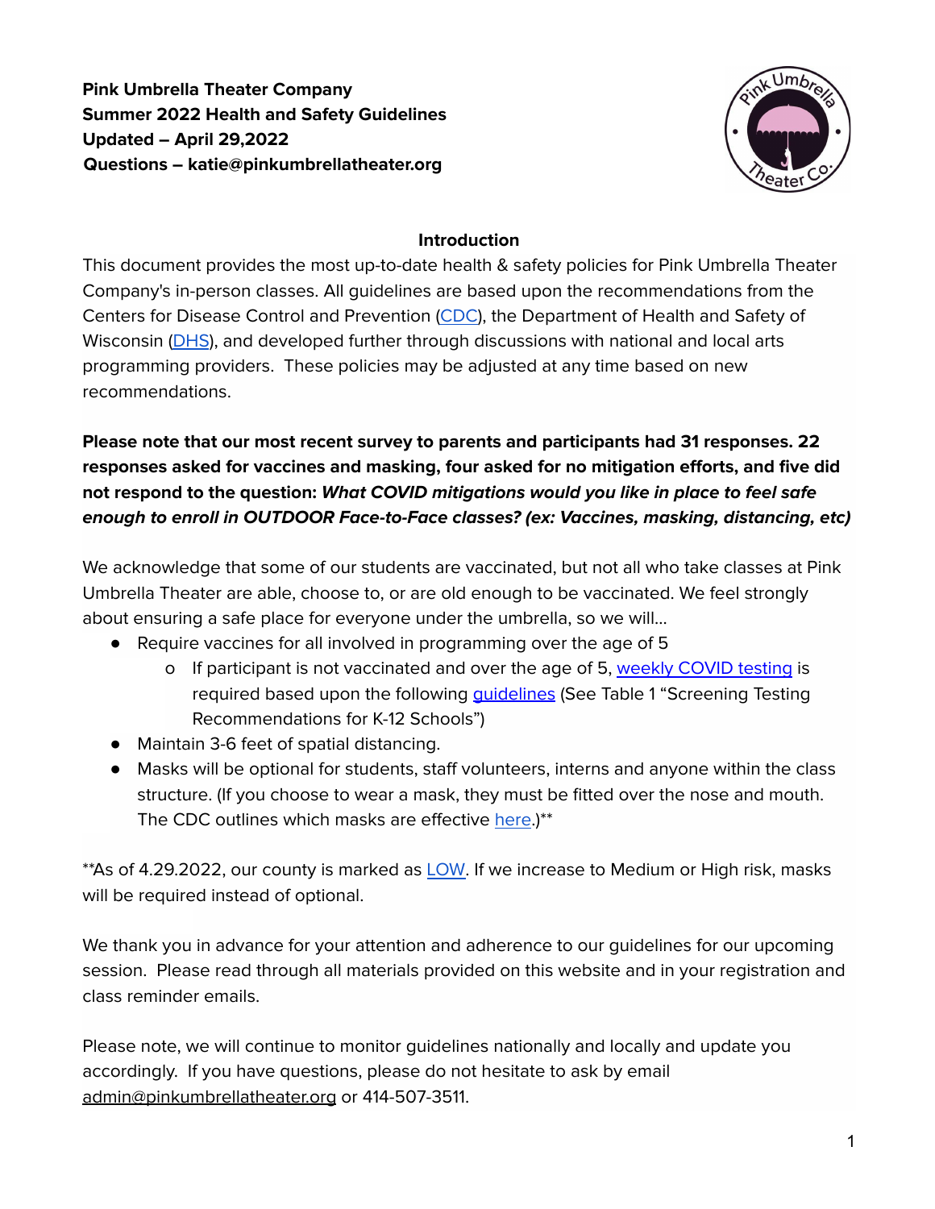**Pink Umbrella Theater Company**
**Summer 2022 Health and Safety Guidelines**
**Updated – April 29,2022**
**Questions – katie@pinkumbrellatheater.org**

## Introduction

This document provides the most up-to-date health & safety policies for Pink Umbrella Theater Company's in-person classes. All guidelines are based upon the recommendations from the Centers for Disease Control and Prevention (CDC), the Department of Health and Safety of Wisconsin (DHS), and developed further through discussions with national and local arts programming providers. These policies may be adjusted at any time based on new recommendations.

**Please note that our most recent survey to parents and participants had 31 responses. 22 responses asked for vaccines and masking, four asked for no mitigation efforts, and five did not respond to the question: *What COVID mitigations would you like in place to feel safe enough to enroll in OUTDOOR Face-to-Face classes? (ex: Vaccines, masking, distancing, etc)***

We acknowledge that some of our students are vaccinated, but not all who take classes at Pink Umbrella Theater are able, choose to, or are old enough to be vaccinated. We feel strongly about ensuring a safe place for everyone under the umbrella, so we will…

- Require vaccines for all involved in programming over the age of 5
    - If participant is not vaccinated and over the age of 5, weekly COVID testing is required based upon the following guidelines (See Table 1 "Screening Testing Recommendations for K-12 Schools")
- Maintain 3-6 feet of spatial distancing.
- Masks will be optional for students, staff volunteers, interns and anyone within the class structure. (If you choose to wear a mask, they must be fitted over the nose and mouth. The CDC outlines which masks are effective here.)**

**As of 4.29.2022, our county is marked as LOW. If we increase to Medium or High risk, masks will be required instead of optional.

We thank you in advance for your attention and adherence to our guidelines for our upcoming session. Please read through all materials provided on this website and in your registration and class reminder emails.

Please note, we will continue to monitor guidelines nationally and locally and update you accordingly. If you have questions, please do not hesitate to ask by email admin@pinkumbrellatheater.org or 414-507-3511.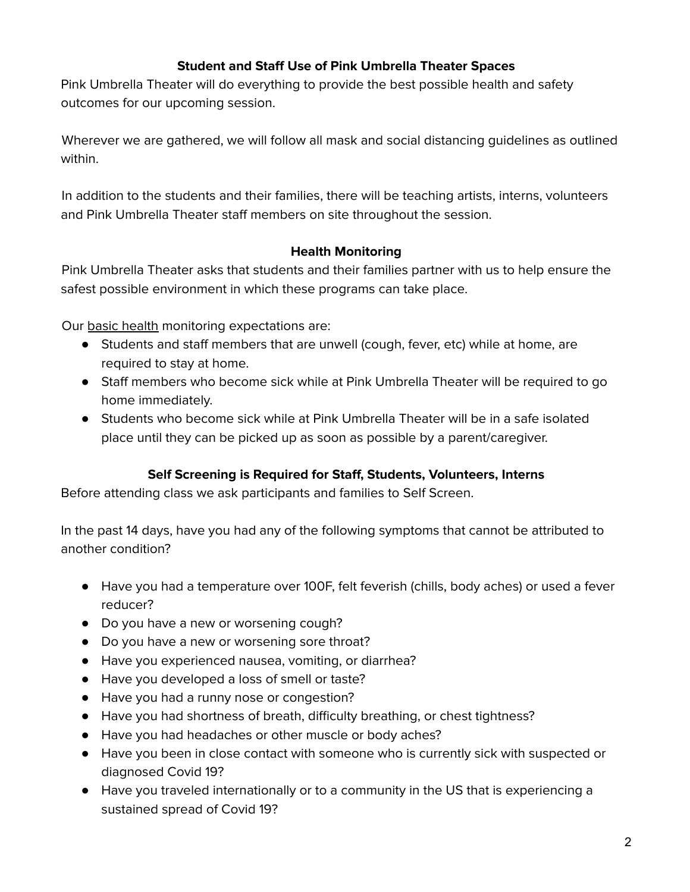## Student and Staff Use of Pink Umbrella Theater Spaces

Pink Umbrella Theater will do everything to provide the best possible health and safety outcomes for our upcoming session.

Wherever we are gathered, we will follow all mask and social distancing guidelines as outlined within.

In addition to the students and their families, there will be teaching artists, interns, volunteers and Pink Umbrella Theater staff members on site throughout the session.

## Health Monitoring

Pink Umbrella Theater asks that students and their families partner with us to help ensure the safest possible environment in which these programs can take place.

Our basic health monitoring expectations are:

- Students and staff members that are unwell (cough, fever, etc) while at home, are required to stay at home.
- Staff members who become sick while at Pink Umbrella Theater will be required to go home immediately.
- Students who become sick while at Pink Umbrella Theater will be in a safe isolated place until they can be picked up as soon as possible by a parent/caregiver.

## Self Screening is Required for Staff, Students, Volunteers, Interns

Before attending class we ask participants and families to Self Screen.

In the past 14 days, have you had any of the following symptoms that cannot be attributed to another condition?

- Have you had a temperature over 100F, felt feverish (chills, body aches) or used a fever reducer?
- Do you have a new or worsening cough?
- Do you have a new or worsening sore throat?
- Have you experienced nausea, vomiting, or diarrhea?
- Have you developed a loss of smell or taste?
- Have you had a runny nose or congestion?
- Have you had shortness of breath, difficulty breathing, or chest tightness?
- Have you had headaches or other muscle or body aches?
- Have you been in close contact with someone who is currently sick with suspected or diagnosed Covid 19?
- Have you traveled internationally or to a community in the US that is experiencing a sustained spread of Covid 19?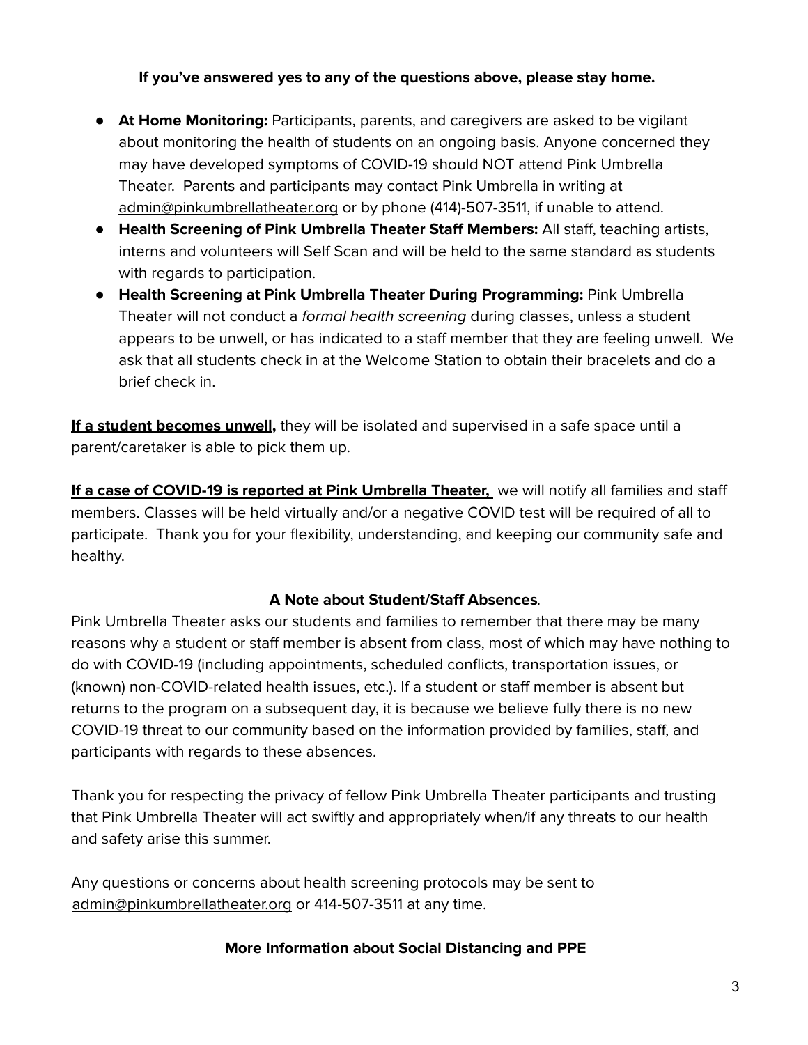**If you've answered yes to any of the questions above, please stay home.**

- **At Home Monitoring:** Participants, parents, and caregivers are asked to be vigilant about monitoring the health of students on an ongoing basis. Anyone concerned they may have developed symptoms of COVID-19 should NOT attend Pink Umbrella Theater. Parents and participants may contact Pink Umbrella in writing at admin@pinkumbrellatheater.org or by phone (414)-507-3511, if unable to attend.
- **Health Screening of Pink Umbrella Theater Staff Members:** All staff, teaching artists, interns and volunteers will Self Scan and will be held to the same standard as students with regards to participation.
- **Health Screening at Pink Umbrella Theater During Programming:** Pink Umbrella Theater will not conduct a *formal health screening* during classes, unless a student appears to be unwell, or has indicated to a staff member that they are feeling unwell. We ask that all students check in at the Welcome Station to obtain their bracelets and do a brief check in.

**If a student becomes unwell,** they will be isolated and supervised in a safe space until a parent/caretaker is able to pick them up.

**If a case of COVID-19 is reported at Pink Umbrella Theater,** we will notify all families and staff members. Classes will be held virtually and/or a negative COVID test will be required of all to participate. Thank you for your flexibility, understanding, and keeping our community safe and healthy.

**A Note about Student/Staff Absences**.

Pink Umbrella Theater asks our students and families to remember that there may be many reasons why a student or staff member is absent from class, most of which may have nothing to do with COVID-19 (including appointments, scheduled conflicts, transportation issues, or (known) non-COVID-related health issues, etc.). If a student or staff member is absent but returns to the program on a subsequent day, it is because we believe fully there is no new COVID-19 threat to our community based on the information provided by families, staff, and participants with regards to these absences.

Thank you for respecting the privacy of fellow Pink Umbrella Theater participants and trusting that Pink Umbrella Theater will act swiftly and appropriately when/if any threats to our health and safety arise this summer.

Any questions or concerns about health screening protocols may be sent to admin@pinkumbrellatheater.org or 414-507-3511 at any time.

**More Information about Social Distancing and PPE**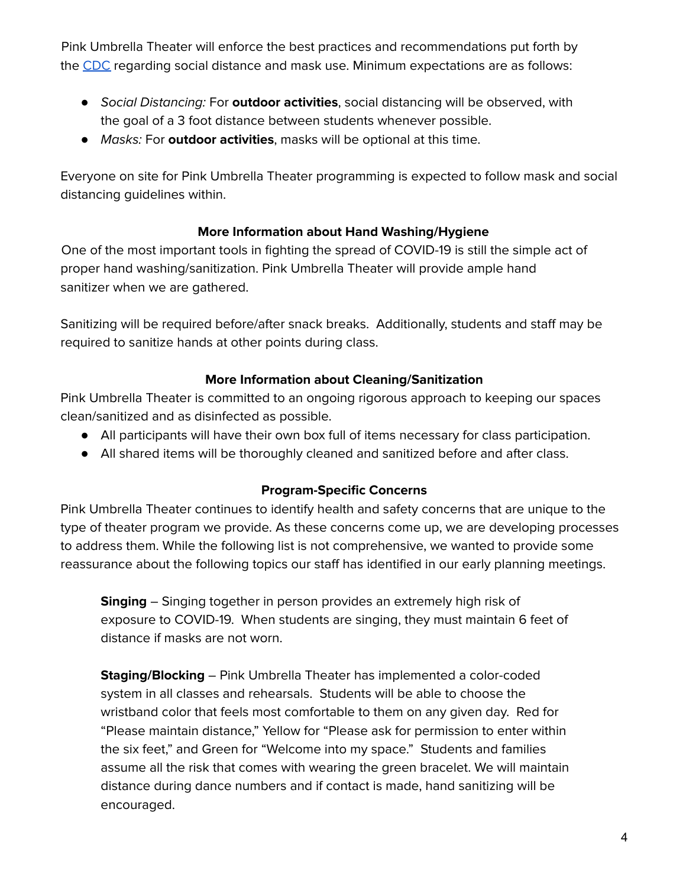Pink Umbrella Theater will enforce the best practices and recommendations put forth by the CDC regarding social distance and mask use. Minimum expectations are as follows:

- *Social Distancing:* For **outdoor activities**, social distancing will be observed, with the goal of a 3 foot distance between students whenever possible.
- *Masks:* For **outdoor activities**, masks will be optional at this time.

Everyone on site for Pink Umbrella Theater programming is expected to follow mask and social distancing guidelines within.

### More Information about Hand Washing/Hygiene

One of the most important tools in fighting the spread of COVID-19 is still the simple act of proper hand washing/sanitization. Pink Umbrella Theater will provide ample hand sanitizer when we are gathered.

Sanitizing will be required before/after snack breaks. Additionally, students and staff may be required to sanitize hands at other points during class.

### More Information about Cleaning/Sanitization

Pink Umbrella Theater is committed to an ongoing rigorous approach to keeping our spaces clean/sanitized and as disinfected as possible.

- All participants will have their own box full of items necessary for class participation.
- All shared items will be thoroughly cleaned and sanitized before and after class.

### Program-Specific Concerns

Pink Umbrella Theater continues to identify health and safety concerns that are unique to the type of theater program we provide. As these concerns come up, we are developing processes to address them. While the following list is not comprehensive, we wanted to provide some reassurance about the following topics our staff has identified in our early planning meetings.

**Singing** – Singing together in person provides an extremely high risk of exposure to COVID-19. When students are singing, they must maintain 6 feet of distance if masks are not worn.

**Staging/Blocking** – Pink Umbrella Theater has implemented a color-coded system in all classes and rehearsals. Students will be able to choose the wristband color that feels most comfortable to them on any given day. Red for "Please maintain distance," Yellow for "Please ask for permission to enter within the six feet," and Green for "Welcome into my space." Students and families assume all the risk that comes with wearing the green bracelet. We will maintain distance during dance numbers and if contact is made, hand sanitizing will be encouraged.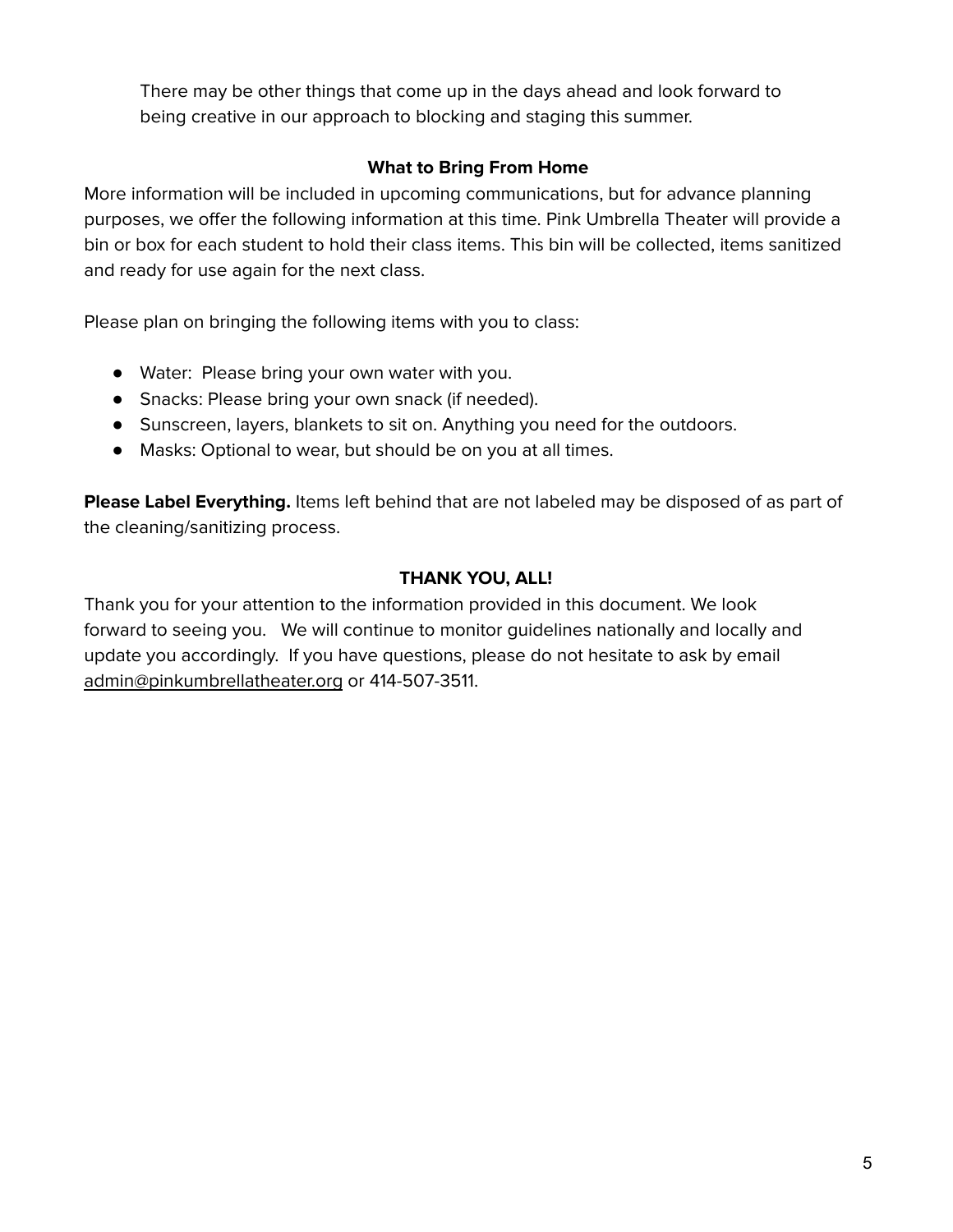There may be other things that come up in the days ahead and look forward to being creative in our approach to blocking and staging this summer.

### What to Bring From Home

More information will be included in upcoming communications, but for advance planning purposes, we offer the following information at this time. Pink Umbrella Theater will provide a bin or box for each student to hold their class items. This bin will be collected, items sanitized and ready for use again for the next class.

Please plan on bringing the following items with you to class:

- Water: Please bring your own water with you.
- Snacks: Please bring your own snack (if needed).
- Sunscreen, layers, blankets to sit on. Anything you need for the outdoors.
- Masks: Optional to wear, but should be on you at all times.

**Please Label Everything.** Items left behind that are not labeled may be disposed of as part of the cleaning/sanitizing process.

### THANK YOU, ALL!

Thank you for your attention to the information provided in this document. We look forward to seeing you. We will continue to monitor guidelines nationally and locally and update you accordingly. If you have questions, please do not hesitate to ask by email admin@pinkumbrellatheater.org or 414-507-3511.